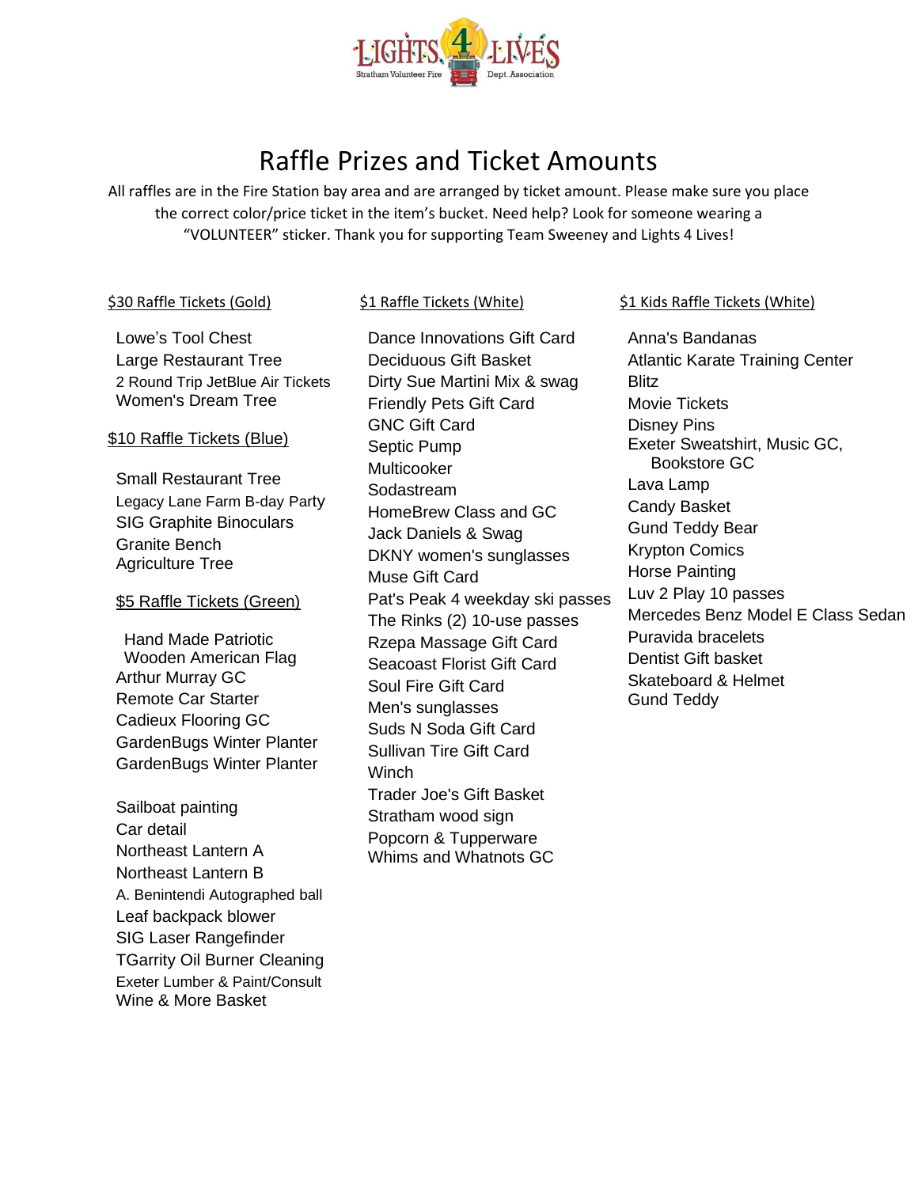# Raffle Prizes and Ticket Amounts

All raffles are in the Fire Station bay area and are arranged by ticket amount. Please make sure you place the correct color/price ticket in the item's bucket. Need help? Look for someone wearing a "VOLUNTEER" sticker. Thank you for supporting Team Sweeney and Lights 4 Lives!

## $30 Raffle Tickets (Gold)

- Lowe's Tool Chest
- Large Restaurant Tree
- 2 Round Trip JetBlue Air Tickets
- Women's Dream Tree

## $10 Raffle Tickets (Blue)

- Small Restaurant Tree
- Legacy Lane Farm B-day Party
- SIG Graphite Binoculars
- Granite Bench
- Agriculture Tree

## $5 Raffle Tickets (Green)

- Hand Made Patriotic Wooden American Flag
- Arthur Murray GC
- Remote Car Starter
- Cadieux Flooring GC
- GardenBugs Winter Planter
- GardenBugs Winter Planter

- Sailboat painting
- Car detail
- Northeast Lantern A
- Northeast Lantern B
- A. Benintendi Autographed ball
- Leaf backpack blower
- SIG Laser Rangefinder
- TGarrity Oil Burner Cleaning
- Exeter Lumber & Paint/Consult
- Wine & More Basket

## $1 Raffle Tickets (White)

- Dance Innovations Gift Card
- Deciduous Gift Basket
- Dirty Sue Martini Mix & swag
- Friendly Pets Gift Card
- GNC Gift Card
- Septic Pump
- Multicooker
- Sodastream
- HomeBrew Class and GC
- Jack Daniels & Swag
- DKNY women's sunglasses
- Muse Gift Card
- Pat's Peak 4 weekday ski passes
- The Rinks (2) 10-use passes
- Rzepa Massage Gift Card
- Seacoast Florist Gift Card
- Soul Fire Gift Card
- Men's sunglasses
- Suds N Soda Gift Card
- Sullivan Tire Gift Card
- Winch
- Trader Joe's Gift Basket
- Stratham wood sign
- Popcorn & Tupperware
- Whims and Whatnots GC

## $1 Kids Raffle Tickets (White)

- Anna's Bandanas
- Atlantic Karate Training Center
- Blitz
- Movie Tickets
- Disney Pins
- Exeter Sweatshirt, Music GC, Bookstore GC
- Lava Lamp
- Candy Basket
- Gund Teddy Bear
- Krypton Comics
- Horse Painting
- Luv 2 Play 10 passes
- Mercedes Benz Model E Class Sedan
- Puravida bracelets
- Dentist Gift basket
- Skateboard & Helmet
- Gund Teddy